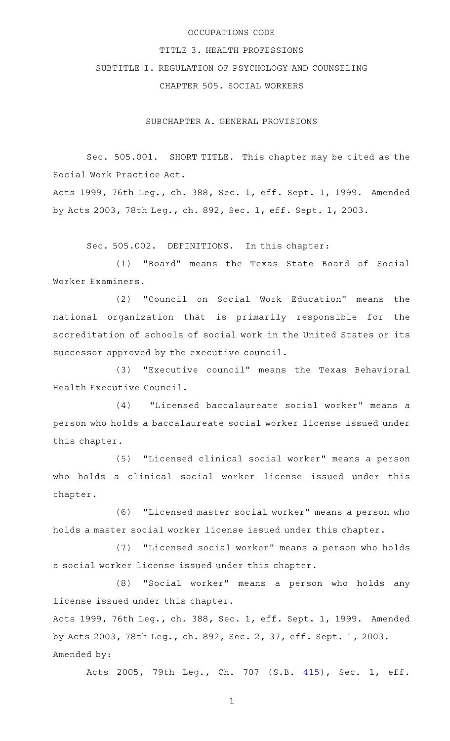OCCUPATIONS CODE

TITLE 3. HEALTH PROFESSIONS

SUBTITLE I. REGULATION OF PSYCHOLOGY AND COUNSELING

CHAPTER 505. SOCIAL WORKERS

SUBCHAPTER A. GENERAL PROVISIONS

Sec. 505.001. SHORT TITLE. This chapter may be cited as the Social Work Practice Act.

Acts 1999, 76th Leg., ch. 388, Sec. 1, eff. Sept. 1, 1999. Amended by Acts 2003, 78th Leg., ch. 892, Sec. 1, eff. Sept. 1, 2003.

Sec. 505.002. DEFINITIONS. In this chapter:

(1) "Board" means the Texas State Board of Social Worker Examiners.

(2) "Council on Social Work Education" means the national organization that is primarily responsible for the accreditation of schools of social work in the United States or its successor approved by the executive council.

(3) "Executive council" means the Texas Behavioral Health Executive Council.

(4) "Licensed baccalaureate social worker" means a person who holds a baccalaureate social worker license issued under this chapter.

(5) "Licensed clinical social worker" means a person who holds a clinical social worker license issued under this chapter.

(6) "Licensed master social worker" means a person who holds a master social worker license issued under this chapter.

(7) "Licensed social worker" means a person who holds a social worker license issued under this chapter.

(8) "Social worker" means a person who holds any license issued under this chapter.

Acts 1999, 76th Leg., ch. 388, Sec. 1, eff. Sept. 1, 1999. Amended by Acts 2003, 78th Leg., ch. 892, Sec. 2, 37, eff. Sept. 1, 2003.

Amended by:

Acts 2005, 79th Leg., Ch. 707 (S.B. 415), Sec. 1, eff.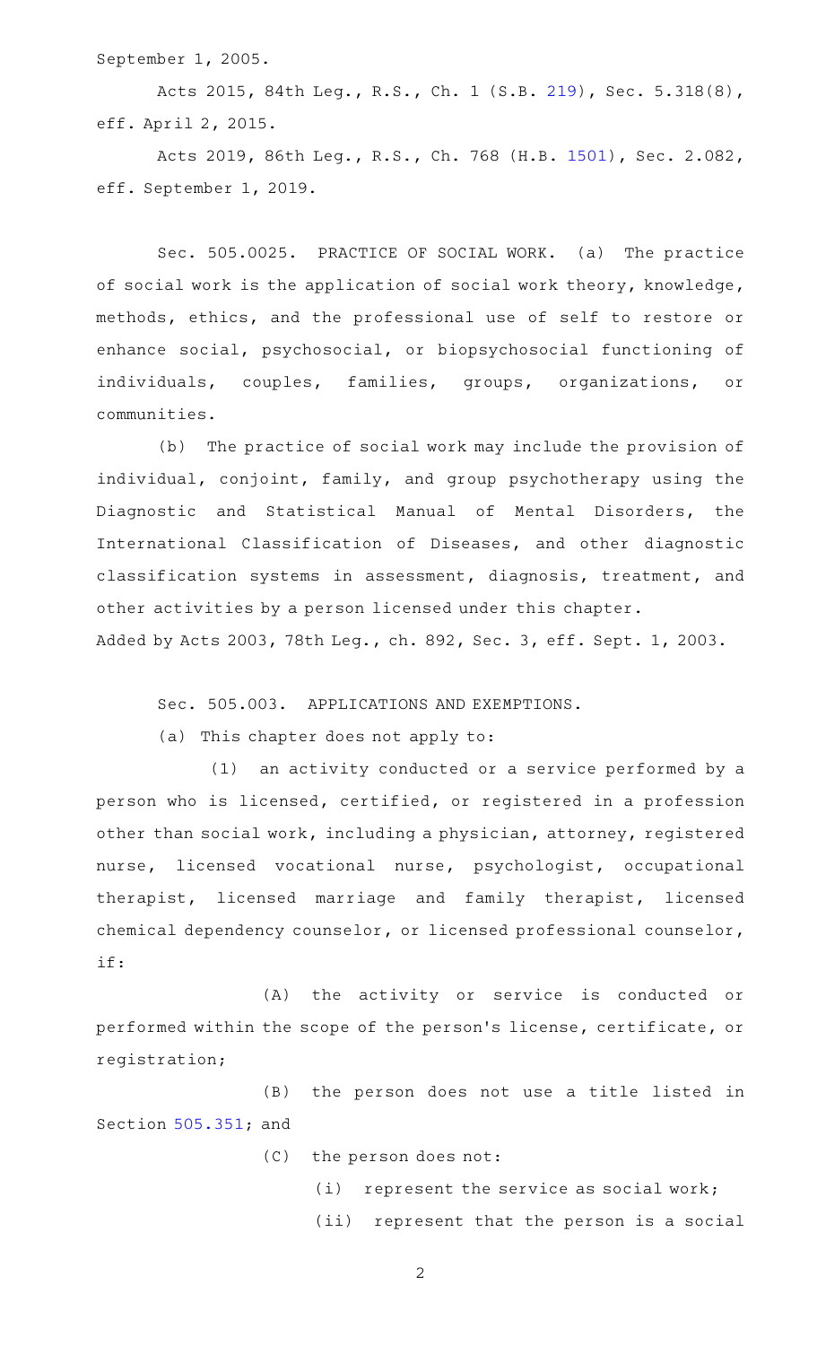September 1, 2005.

Acts 2015, 84th Leg., R.S., Ch. 1 (S.B. 219), Sec. 5.318(8), eff. April 2, 2015.

Acts 2019, 86th Leg., R.S., Ch. 768 (H.B. 1501), Sec. 2.082, eff. September 1, 2019.

Sec. 505.0025. PRACTICE OF SOCIAL WORK. (a) The practice of social work is the application of social work theory, knowledge, methods, ethics, and the professional use of self to restore or enhance social, psychosocial, or biopsychosocial functioning of individuals, couples, families, groups, organizations, or communities.

(b) The practice of social work may include the provision of individual, conjoint, family, and group psychotherapy using the Diagnostic and Statistical Manual of Mental Disorders, the International Classification of Diseases, and other diagnostic classification systems in assessment, diagnosis, treatment, and other activities by a person licensed under this chapter.

Added by Acts 2003, 78th Leg., ch. 892, Sec. 3, eff. Sept. 1, 2003.

Sec. 505.003. APPLICATIONS AND EXEMPTIONS.

(a) This chapter does not apply to:

(1) an activity conducted or a service performed by a person who is licensed, certified, or registered in a profession other than social work, including a physician, attorney, registered nurse, licensed vocational nurse, psychologist, occupational therapist, licensed marriage and family therapist, licensed chemical dependency counselor, or licensed professional counselor, if:

(A) the activity or service is conducted or performed within the scope of the person's license, certificate, or registration;

(B) the person does not use a title listed in Section 505.351; and

(C) the person does not:

(i) represent the service as social work;

(ii) represent that the person is a social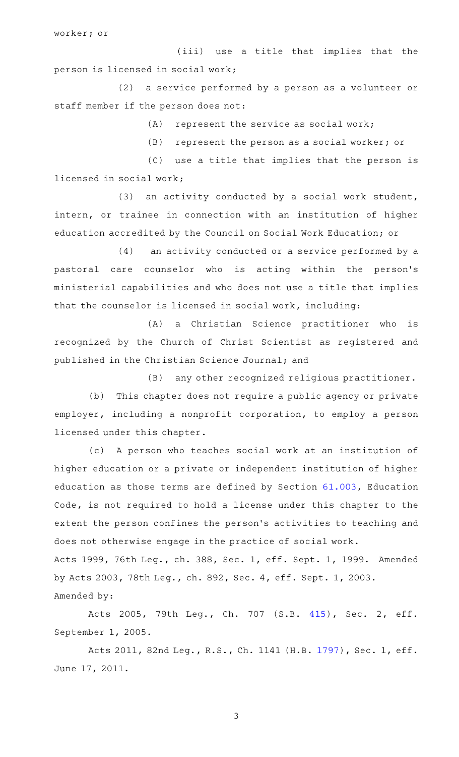worker; or

(iii) use a title that implies that the person is licensed in social work;

(2) a service performed by a person as a volunteer or staff member if the person does not:

(A) represent the service as social work;

(B) represent the person as a social worker; or

(C) use a title that implies that the person is licensed in social work;

(3) an activity conducted by a social work student, intern, or trainee in connection with an institution of higher education accredited by the Council on Social Work Education; or

(4) an activity conducted or a service performed by a pastoral care counselor who is acting within the person's ministerial capabilities and who does not use a title that implies that the counselor is licensed in social work, including:

(A) a Christian Science practitioner who is recognized by the Church of Christ Scientist as registered and published in the Christian Science Journal; and

(B) any other recognized religious practitioner.

(b) This chapter does not require a public agency or private employer, including a nonprofit corporation, to employ a person licensed under this chapter.

(c) A person who teaches social work at an institution of higher education or a private or independent institution of higher education as those terms are defined by Section 61.003, Education Code, is not required to hold a license under this chapter to the extent the person confines the person's activities to teaching and does not otherwise engage in the practice of social work.

Acts 1999, 76th Leg., ch. 388, Sec. 1, eff. Sept. 1, 1999. Amended by Acts 2003, 78th Leg., ch. 892, Sec. 4, eff. Sept. 1, 2003.

Amended by:

Acts 2005, 79th Leg., Ch. 707 (S.B. 415), Sec. 2, eff. September 1, 2005.

Acts 2011, 82nd Leg., R.S., Ch. 1141 (H.B. 1797), Sec. 1, eff. June 17, 2011.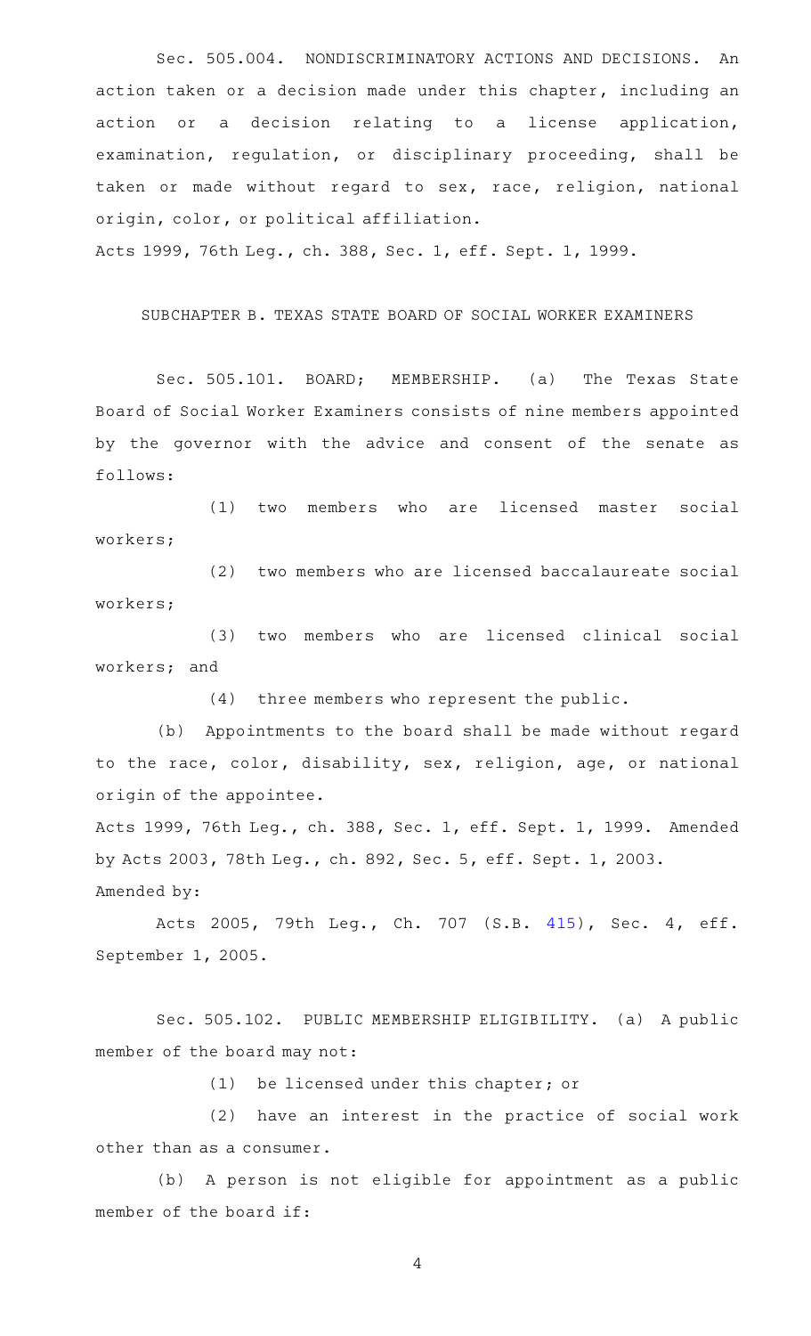Sec. 505.004. NONDISCRIMINATORY ACTIONS AND DECISIONS. An action taken or a decision made under this chapter, including an action or a decision relating to a license application, examination, regulation, or disciplinary proceeding, shall be taken or made without regard to sex, race, religion, national origin, color, or political affiliation.

Acts 1999, 76th Leg., ch. 388, Sec. 1, eff. Sept. 1, 1999.

## SUBCHAPTER B. TEXAS STATE BOARD OF SOCIAL WORKER EXAMINERS

Sec. 505.101. BOARD; MEMBERSHIP. (a) The Texas State Board of Social Worker Examiners consists of nine members appointed by the governor with the advice and consent of the senate as follows:

(1) two members who are licensed master social workers;

(2) two members who are licensed baccalaureate social workers;

(3) two members who are licensed clinical social workers; and

(4) three members who represent the public.

(b) Appointments to the board shall be made without regard to the race, color, disability, sex, religion, age, or national origin of the appointee.

Acts 1999, 76th Leg., ch. 388, Sec. 1, eff. Sept. 1, 1999. Amended by Acts 2003, 78th Leg., ch. 892, Sec. 5, eff. Sept. 1, 2003.

Amended by:

Acts 2005, 79th Leg., Ch. 707 (S.B. 415), Sec. 4, eff. September 1, 2005.

Sec. 505.102. PUBLIC MEMBERSHIP ELIGIBILITY. (a) A public member of the board may not:

(1) be licensed under this chapter; or

(2) have an interest in the practice of social work other than as a consumer.

(b) A person is not eligible for appointment as a public member of the board if: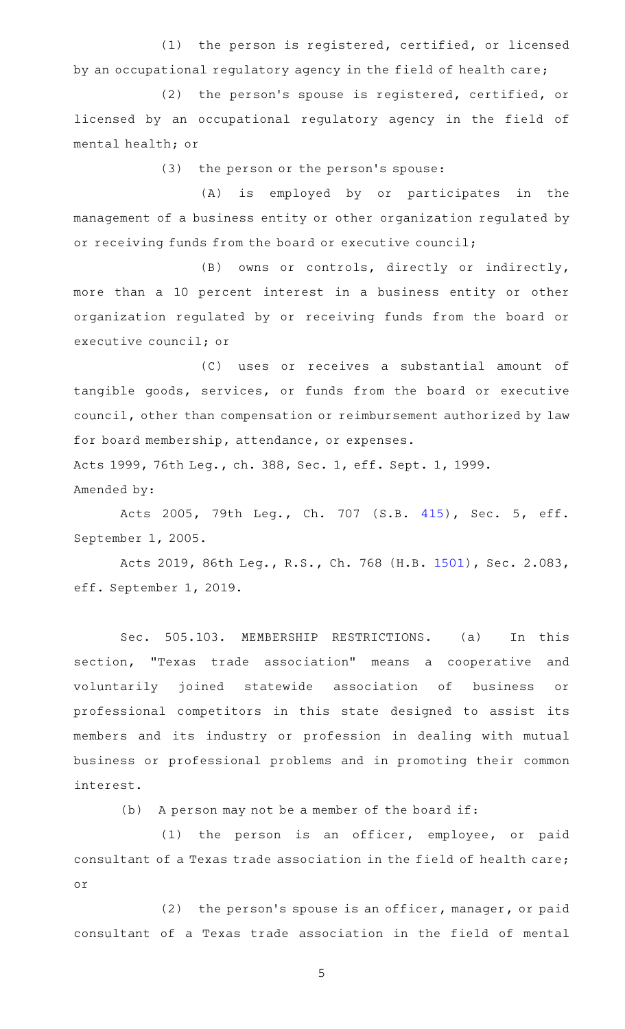(1) the person is registered, certified, or licensed by an occupational regulatory agency in the field of health care;

(2) the person's spouse is registered, certified, or licensed by an occupational regulatory agency in the field of mental health; or

(3) the person or the person's spouse:

(A) is employed by or participates in the management of a business entity or other organization regulated by or receiving funds from the board or executive council;

(B) owns or controls, directly or indirectly, more than a 10 percent interest in a business entity or other organization regulated by or receiving funds from the board or executive council; or

(C) uses or receives a substantial amount of tangible goods, services, or funds from the board or executive council, other than compensation or reimbursement authorized by law for board membership, attendance, or expenses.

Acts 1999, 76th Leg., ch. 388, Sec. 1, eff. Sept. 1, 1999.

Amended by:

Acts 2005, 79th Leg., Ch. 707 (S.B. 415), Sec. 5, eff. September 1, 2005.

Acts 2019, 86th Leg., R.S., Ch. 768 (H.B. 1501), Sec. 2.083, eff. September 1, 2019.

Sec. 505.103. MEMBERSHIP RESTRICTIONS. (a) In this section, "Texas trade association" means a cooperative and voluntarily joined statewide association of business or professional competitors in this state designed to assist its members and its industry or profession in dealing with mutual business or professional problems and in promoting their common interest.

(b) A person may not be a member of the board if:

(1) the person is an officer, employee, or paid consultant of a Texas trade association in the field of health care; or

(2) the person's spouse is an officer, manager, or paid consultant of a Texas trade association in the field of mental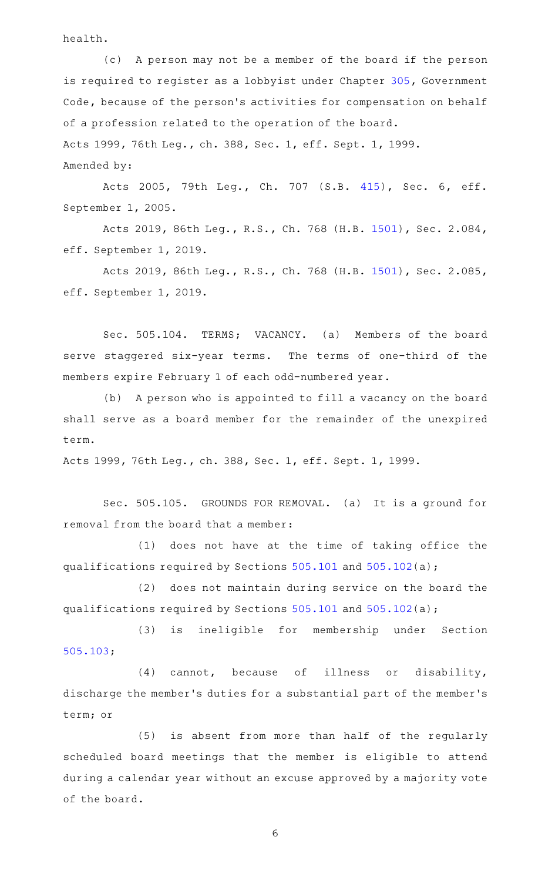health.

(c) A person may not be a member of the board if the person is required to register as a lobbyist under Chapter 305, Government Code, because of the person's activities for compensation on behalf of a profession related to the operation of the board.

Acts 1999, 76th Leg., ch. 388, Sec. 1, eff. Sept. 1, 1999.

Amended by:

Acts 2005, 79th Leg., Ch. 707 (S.B. 415), Sec. 6, eff. September 1, 2005.

Acts 2019, 86th Leg., R.S., Ch. 768 (H.B. 1501), Sec. 2.084, eff. September 1, 2019.

Acts 2019, 86th Leg., R.S., Ch. 768 (H.B. 1501), Sec. 2.085, eff. September 1, 2019.

Sec. 505.104. TERMS; VACANCY. (a) Members of the board serve staggered six-year terms. The terms of one-third of the members expire February 1 of each odd-numbered year.

(b) A person who is appointed to fill a vacancy on the board shall serve as a board member for the remainder of the unexpired term.

Acts 1999, 76th Leg., ch. 388, Sec. 1, eff. Sept. 1, 1999.

Sec. 505.105. GROUNDS FOR REMOVAL. (a) It is a ground for removal from the board that a member:

(1) does not have at the time of taking office the qualifications required by Sections 505.101 and 505.102(a);

(2) does not maintain during service on the board the qualifications required by Sections 505.101 and 505.102(a);

(3) is ineligible for membership under Section 505.103;

(4) cannot, because of illness or disability, discharge the member's duties for a substantial part of the member's term; or

(5) is absent from more than half of the regularly scheduled board meetings that the member is eligible to attend during a calendar year without an excuse approved by a majority vote of the board.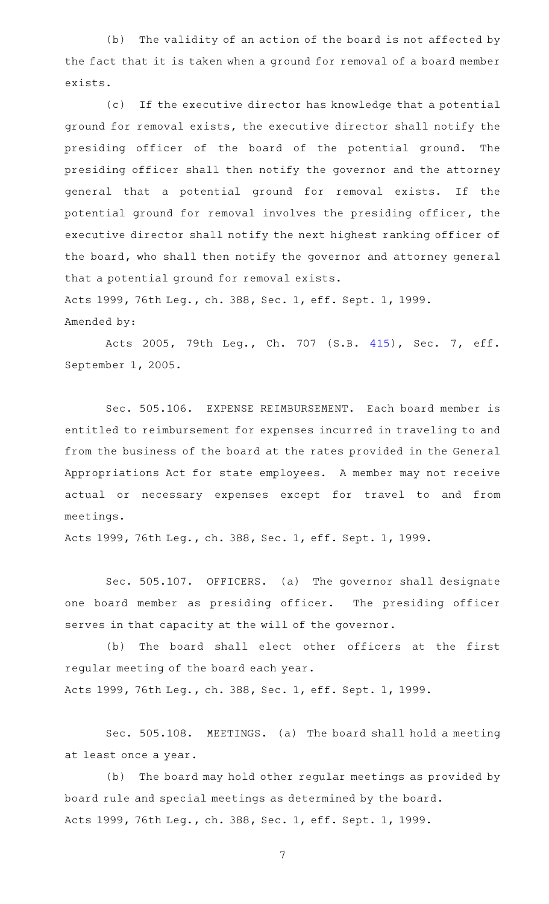(b) The validity of an action of the board is not affected by the fact that it is taken when a ground for removal of a board member exists.

(c) If the executive director has knowledge that a potential ground for removal exists, the executive director shall notify the presiding officer of the board of the potential ground. The presiding officer shall then notify the governor and the attorney general that a potential ground for removal exists. If the potential ground for removal involves the presiding officer, the executive director shall notify the next highest ranking officer of the board, who shall then notify the governor and attorney general that a potential ground for removal exists.

Acts 1999, 76th Leg., ch. 388, Sec. 1, eff. Sept. 1, 1999.

Amended by:

Acts 2005, 79th Leg., Ch. 707 (S.B. 415), Sec. 7, eff. September 1, 2005.

Sec. 505.106. EXPENSE REIMBURSEMENT. Each board member is entitled to reimbursement for expenses incurred in traveling to and from the business of the board at the rates provided in the General Appropriations Act for state employees. A member may not receive actual or necessary expenses except for travel to and from meetings.

Acts 1999, 76th Leg., ch. 388, Sec. 1, eff. Sept. 1, 1999.

Sec. 505.107. OFFICERS. (a) The governor shall designate one board member as presiding officer. The presiding officer serves in that capacity at the will of the governor.

(b) The board shall elect other officers at the first regular meeting of the board each year.

Acts 1999, 76th Leg., ch. 388, Sec. 1, eff. Sept. 1, 1999.

Sec. 505.108. MEETINGS. (a) The board shall hold a meeting at least once a year.

(b) The board may hold other regular meetings as provided by board rule and special meetings as determined by the board.

Acts 1999, 76th Leg., ch. 388, Sec. 1, eff. Sept. 1, 1999.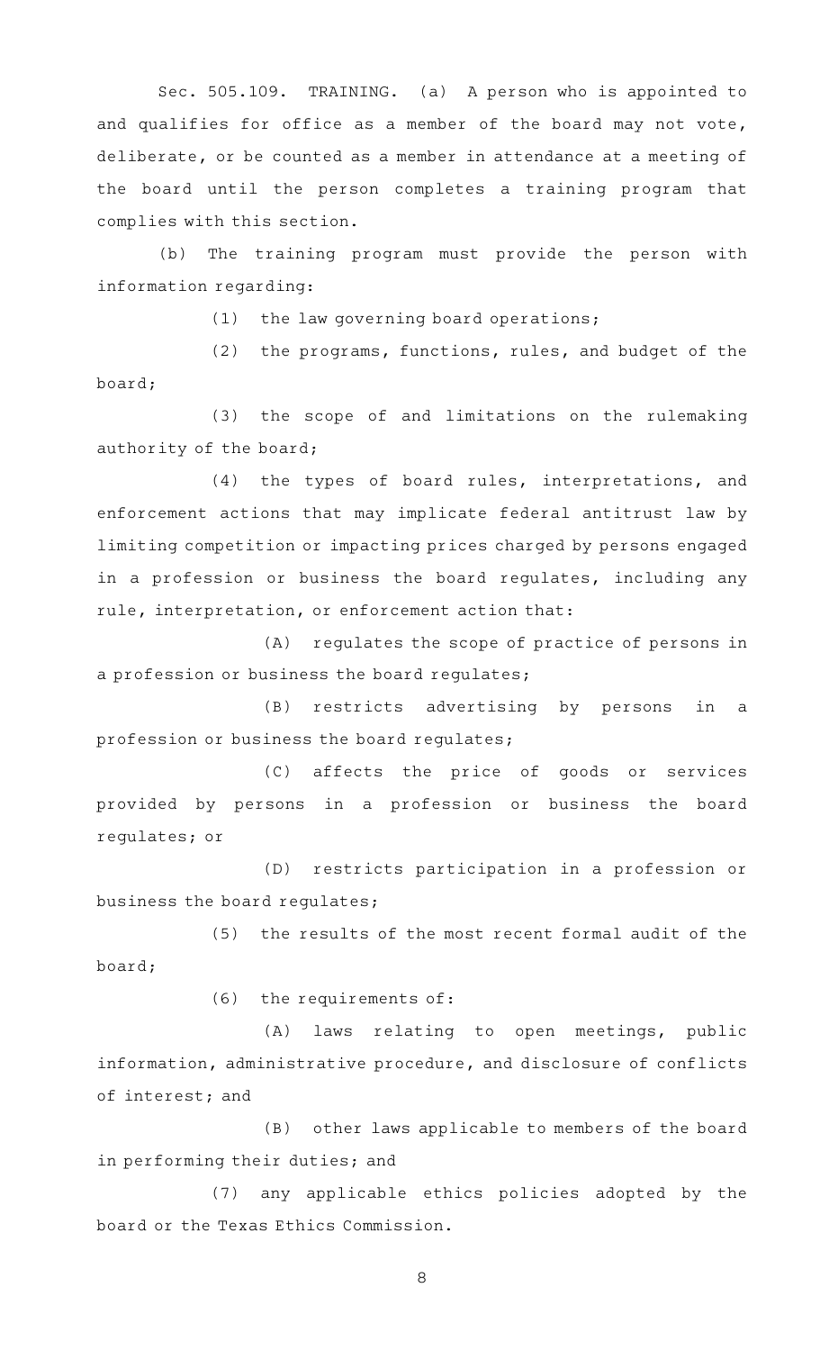Sec. 505.109. TRAINING. (a) A person who is appointed to and qualifies for office as a member of the board may not vote, deliberate, or be counted as a member in attendance at a meeting of the board until the person completes a training program that complies with this section.

(b) The training program must provide the person with information regarding:

(1) the law governing board operations;

(2) the programs, functions, rules, and budget of the board;

(3) the scope of and limitations on the rulemaking authority of the board;

(4) the types of board rules, interpretations, and enforcement actions that may implicate federal antitrust law by limiting competition or impacting prices charged by persons engaged in a profession or business the board regulates, including any rule, interpretation, or enforcement action that:

(A) regulates the scope of practice of persons in a profession or business the board regulates;

(B) restricts advertising by persons in a profession or business the board regulates;

(C) affects the price of goods or services provided by persons in a profession or business the board regulates; or

(D) restricts participation in a profession or business the board regulates;

(5) the results of the most recent formal audit of the board;

(6) the requirements of:

(A) laws relating to open meetings, public information, administrative procedure, and disclosure of conflicts of interest; and

(B) other laws applicable to members of the board in performing their duties; and

(7) any applicable ethics policies adopted by the board or the Texas Ethics Commission.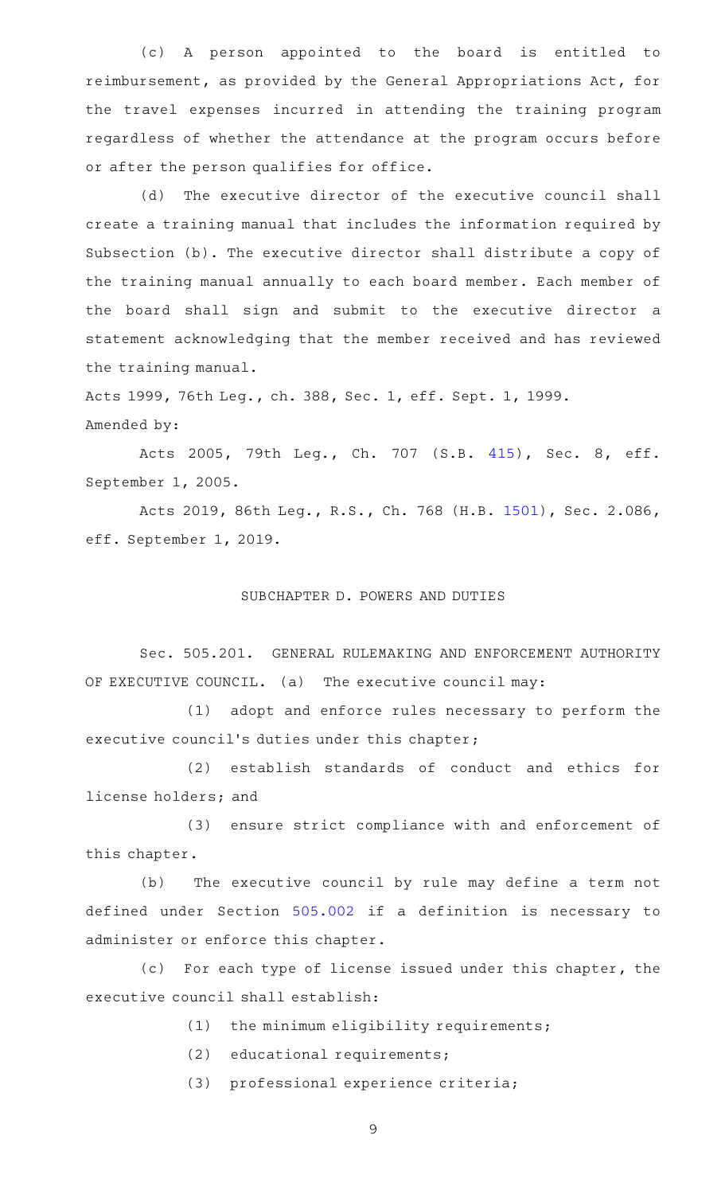(c) A person appointed to the board is entitled to reimbursement, as provided by the General Appropriations Act, for the travel expenses incurred in attending the training program regardless of whether the attendance at the program occurs before or after the person qualifies for office.

(d) The executive director of the executive council shall create a training manual that includes the information required by Subsection (b). The executive director shall distribute a copy of the training manual annually to each board member. Each member of the board shall sign and submit to the executive director a statement acknowledging that the member received and has reviewed the training manual.

Acts 1999, 76th Leg., ch. 388, Sec. 1, eff. Sept. 1, 1999.

Amended by:

Acts 2005, 79th Leg., Ch. 707 (S.B. 415), Sec. 8, eff. September 1, 2005.

Acts 2019, 86th Leg., R.S., Ch. 768 (H.B. 1501), Sec. 2.086, eff. September 1, 2019.

## SUBCHAPTER D. POWERS AND DUTIES

Sec. 505.201. GENERAL RULEMAKING AND ENFORCEMENT AUTHORITY OF EXECUTIVE COUNCIL. (a) The executive council may:

(1) adopt and enforce rules necessary to perform the executive council's duties under this chapter;

(2) establish standards of conduct and ethics for license holders; and

(3) ensure strict compliance with and enforcement of this chapter.

(b) The executive council by rule may define a term not defined under Section 505.002 if a definition is necessary to administer or enforce this chapter.

(c) For each type of license issued under this chapter, the executive council shall establish:

(1) the minimum eligibility requirements;

(2) educational requirements;

(3) professional experience criteria;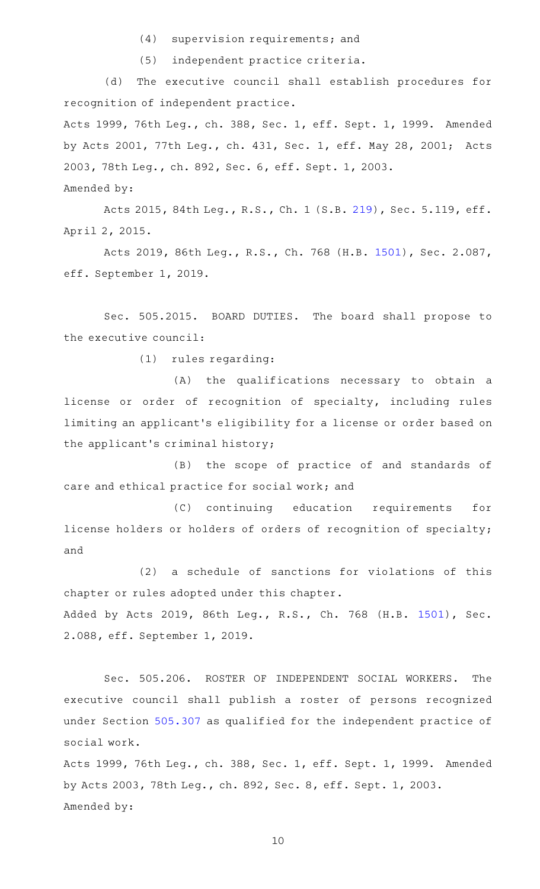(4) supervision requirements; and

(5) independent practice criteria.

(d) The executive council shall establish procedures for recognition of independent practice.

Acts 1999, 76th Leg., ch. 388, Sec. 1, eff. Sept. 1, 1999. Amended by Acts 2001, 77th Leg., ch. 431, Sec. 1, eff. May 28, 2001; Acts 2003, 78th Leg., ch. 892, Sec. 6, eff. Sept. 1, 2003.

Amended by:

Acts 2015, 84th Leg., R.S., Ch. 1 (S.B. 219), Sec. 5.119, eff. April 2, 2015.

Acts 2019, 86th Leg., R.S., Ch. 768 (H.B. 1501), Sec. 2.087, eff. September 1, 2019.

Sec. 505.2015. BOARD DUTIES. The board shall propose to the executive council:

(1) rules regarding:

(A) the qualifications necessary to obtain a license or order of recognition of specialty, including rules limiting an applicant's eligibility for a license or order based on the applicant's criminal history;

(B) the scope of practice of and standards of care and ethical practice for social work; and

(C) continuing education requirements for license holders or holders of orders of recognition of specialty; and

(2) a schedule of sanctions for violations of this chapter or rules adopted under this chapter.

Added by Acts 2019, 86th Leg., R.S., Ch. 768 (H.B. 1501), Sec. 2.088, eff. September 1, 2019.

Sec. 505.206. ROSTER OF INDEPENDENT SOCIAL WORKERS. The executive council shall publish a roster of persons recognized under Section 505.307 as qualified for the independent practice of social work.

Acts 1999, 76th Leg., ch. 388, Sec. 1, eff. Sept. 1, 1999. Amended by Acts 2003, 78th Leg., ch. 892, Sec. 8, eff. Sept. 1, 2003.

Amended by: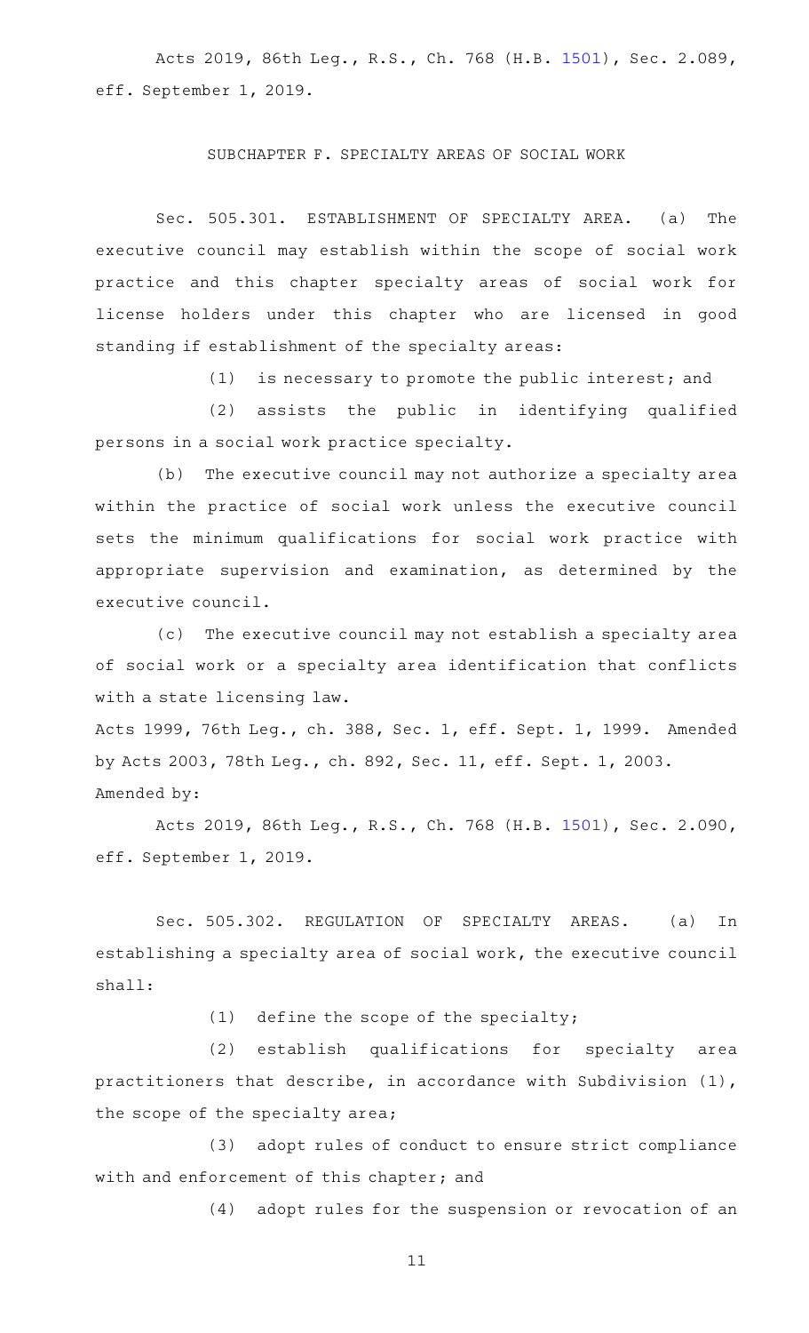Acts 2019, 86th Leg., R.S., Ch. 768 (H.B. 1501), Sec. 2.089, eff. September 1, 2019.

## SUBCHAPTER F. SPECIALTY AREAS OF SOCIAL WORK

Sec. 505.301. ESTABLISHMENT OF SPECIALTY AREA. (a) The executive council may establish within the scope of social work practice and this chapter specialty areas of social work for license holders under this chapter who are licensed in good standing if establishment of the specialty areas:

(1) is necessary to promote the public interest; and

(2) assists the public in identifying qualified persons in a social work practice specialty.

(b) The executive council may not authorize a specialty area within the practice of social work unless the executive council sets the minimum qualifications for social work practice with appropriate supervision and examination, as determined by the executive council.

(c) The executive council may not establish a specialty area of social work or a specialty area identification that conflicts with a state licensing law.

Acts 1999, 76th Leg., ch. 388, Sec. 1, eff. Sept. 1, 1999. Amended by Acts 2003, 78th Leg., ch. 892, Sec. 11, eff. Sept. 1, 2003.

Amended by:

Acts 2019, 86th Leg., R.S., Ch. 768 (H.B. 1501), Sec. 2.090, eff. September 1, 2019.

Sec. 505.302. REGULATION OF SPECIALTY AREAS. (a) In establishing a specialty area of social work, the executive council shall:

(1) define the scope of the specialty;

(2) establish qualifications for specialty area practitioners that describe, in accordance with Subdivision (1), the scope of the specialty area;

(3) adopt rules of conduct to ensure strict compliance with and enforcement of this chapter; and

(4) adopt rules for the suspension or revocation of an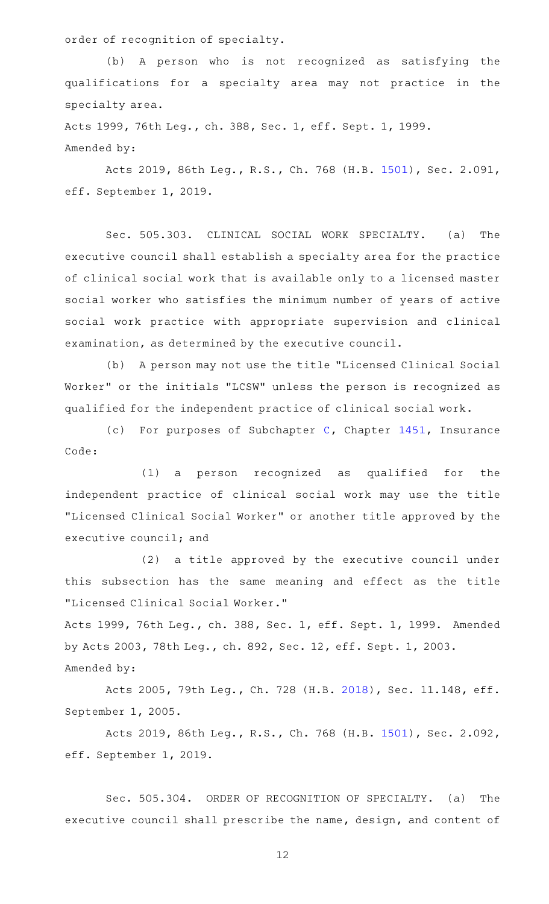order of recognition of specialty.

(b) A person who is not recognized as satisfying the qualifications for a specialty area may not practice in the specialty area.

Acts 1999, 76th Leg., ch. 388, Sec. 1, eff. Sept. 1, 1999.
Amended by:

Acts 2019, 86th Leg., R.S., Ch. 768 (H.B. 1501), Sec. 2.091, eff. September 1, 2019.

Sec. 505.303. CLINICAL SOCIAL WORK SPECIALTY. (a) The executive council shall establish a specialty area for the practice of clinical social work that is available only to a licensed master social worker who satisfies the minimum number of years of active social work practice with appropriate supervision and clinical examination, as determined by the executive council.

(b) A person may not use the title "Licensed Clinical Social Worker" or the initials "LCSW" unless the person is recognized as qualified for the independent practice of clinical social work.

(c) For purposes of Subchapter C, Chapter 1451, Insurance Code:

(1) a person recognized as qualified for the independent practice of clinical social work may use the title "Licensed Clinical Social Worker" or another title approved by the executive council; and

(2) a title approved by the executive council under this subsection has the same meaning and effect as the title "Licensed Clinical Social Worker."

Acts 1999, 76th Leg., ch. 388, Sec. 1, eff. Sept. 1, 1999. Amended by Acts 2003, 78th Leg., ch. 892, Sec. 12, eff. Sept. 1, 2003.
Amended by:

Acts 2005, 79th Leg., Ch. 728 (H.B. 2018), Sec. 11.148, eff. September 1, 2005.

Acts 2019, 86th Leg., R.S., Ch. 768 (H.B. 1501), Sec. 2.092, eff. September 1, 2019.

Sec. 505.304. ORDER OF RECOGNITION OF SPECIALTY. (a) The executive council shall prescribe the name, design, and content of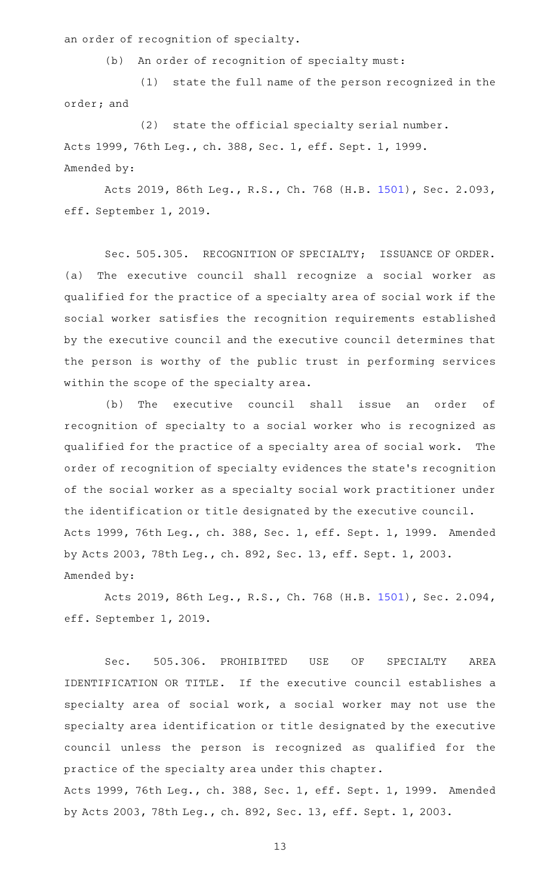an order of recognition of specialty.

(b) An order of recognition of specialty must:

(1) state the full name of the person recognized in the order; and

(2) state the official specialty serial number.

Acts 1999, 76th Leg., ch. 388, Sec. 1, eff. Sept. 1, 1999.

Amended by:

Acts 2019, 86th Leg., R.S., Ch. 768 (H.B. 1501), Sec. 2.093, eff. September 1, 2019.

Sec. 505.305. RECOGNITION OF SPECIALTY; ISSUANCE OF ORDER. (a) The executive council shall recognize a social worker as qualified for the practice of a specialty area of social work if the social worker satisfies the recognition requirements established by the executive council and the executive council determines that the person is worthy of the public trust in performing services within the scope of the specialty area.

(b) The executive council shall issue an order of recognition of specialty to a social worker who is recognized as qualified for the practice of a specialty area of social work. The order of recognition of specialty evidences the state's recognition of the social worker as a specialty social work practitioner under the identification or title designated by the executive council.

Acts 1999, 76th Leg., ch. 388, Sec. 1, eff. Sept. 1, 1999. Amended by Acts 2003, 78th Leg., ch. 892, Sec. 13, eff. Sept. 1, 2003.

Amended by:

Acts 2019, 86th Leg., R.S., Ch. 768 (H.B. 1501), Sec. 2.094, eff. September 1, 2019.

Sec. 505.306. PROHIBITED USE OF SPECIALTY AREA IDENTIFICATION OR TITLE. If the executive council establishes a specialty area of social work, a social worker may not use the specialty area identification or title designated by the executive council unless the person is recognized as qualified for the practice of the specialty area under this chapter.

Acts 1999, 76th Leg., ch. 388, Sec. 1, eff. Sept. 1, 1999. Amended by Acts 2003, 78th Leg., ch. 892, Sec. 13, eff. Sept. 1, 2003.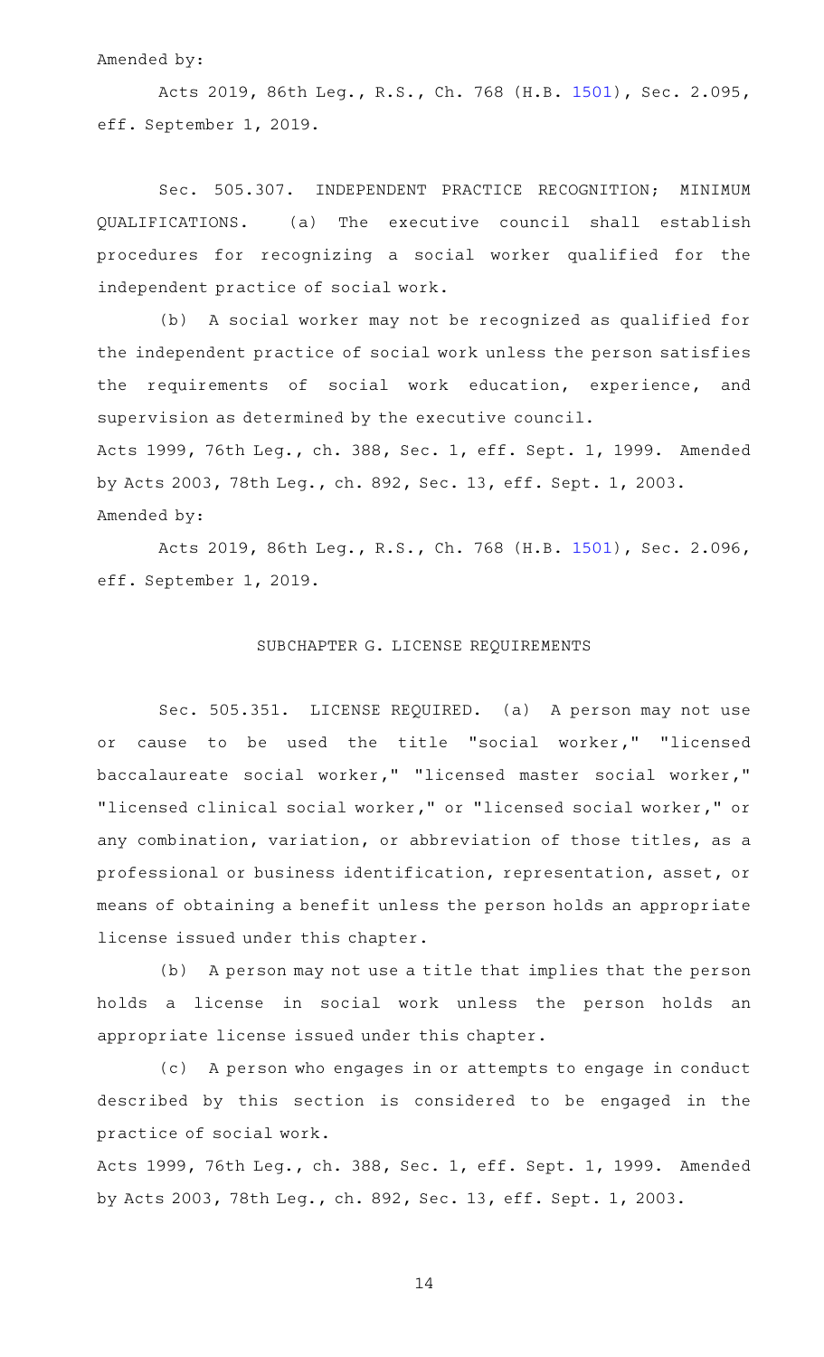Amended by:

Acts 2019, 86th Leg., R.S., Ch. 768 (H.B. 1501), Sec. 2.095, eff. September 1, 2019.

Sec. 505.307. INDEPENDENT PRACTICE RECOGNITION; MINIMUM QUALIFICATIONS. (a) The executive council shall establish procedures for recognizing a social worker qualified for the independent practice of social work.

(b) A social worker may not be recognized as qualified for the independent practice of social work unless the person satisfies the requirements of social work education, experience, and supervision as determined by the executive council.

Acts 1999, 76th Leg., ch. 388, Sec. 1, eff. Sept. 1, 1999. Amended by Acts 2003, 78th Leg., ch. 892, Sec. 13, eff. Sept. 1, 2003.

Amended by:

Acts 2019, 86th Leg., R.S., Ch. 768 (H.B. 1501), Sec. 2.096, eff. September 1, 2019.

## SUBCHAPTER G. LICENSE REQUIREMENTS

Sec. 505.351. LICENSE REQUIRED. (a) A person may not use or cause to be used the title "social worker," "licensed baccalaureate social worker," "licensed master social worker," "licensed clinical social worker," or "licensed social worker," or any combination, variation, or abbreviation of those titles, as a professional or business identification, representation, asset, or means of obtaining a benefit unless the person holds an appropriate license issued under this chapter.

(b) A person may not use a title that implies that the person holds a license in social work unless the person holds an appropriate license issued under this chapter.

(c) A person who engages in or attempts to engage in conduct described by this section is considered to be engaged in the practice of social work.

Acts 1999, 76th Leg., ch. 388, Sec. 1, eff. Sept. 1, 1999. Amended by Acts 2003, 78th Leg., ch. 892, Sec. 13, eff. Sept. 1, 2003.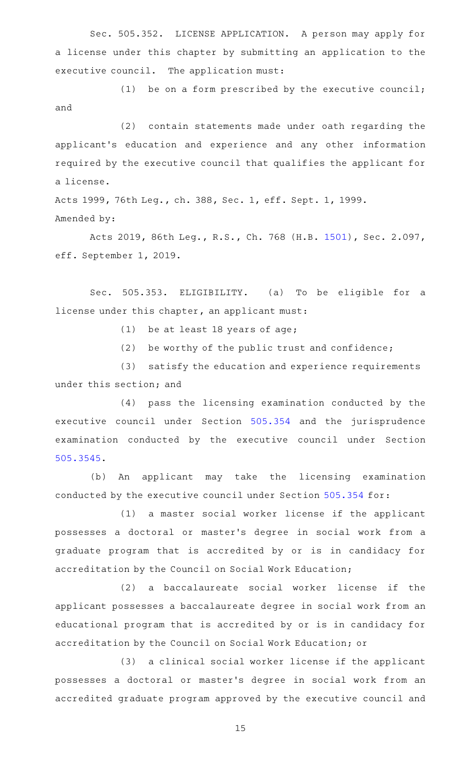Sec. 505.352. LICENSE APPLICATION. A person may apply for a license under this chapter by submitting an application to the executive council. The application must:

(1) be on a form prescribed by the executive council; and

(2) contain statements made under oath regarding the applicant's education and experience and any other information required by the executive council that qualifies the applicant for a license.

Acts 1999, 76th Leg., ch. 388, Sec. 1, eff. Sept. 1, 1999.
Amended by:

Acts 2019, 86th Leg., R.S., Ch. 768 (H.B. 1501), Sec. 2.097, eff. September 1, 2019.

Sec. 505.353. ELIGIBILITY. (a) To be eligible for a license under this chapter, an applicant must:

(1) be at least 18 years of age;

(2) be worthy of the public trust and confidence;

(3) satisfy the education and experience requirements under this section; and

(4) pass the licensing examination conducted by the executive council under Section 505.354 and the jurisprudence examination conducted by the executive council under Section 505.3545.

(b) An applicant may take the licensing examination conducted by the executive council under Section 505.354 for:

(1) a master social worker license if the applicant possesses a doctoral or master's degree in social work from a graduate program that is accredited by or is in candidacy for accreditation by the Council on Social Work Education;

(2) a baccalaureate social worker license if the applicant possesses a baccalaureate degree in social work from an educational program that is accredited by or is in candidacy for accreditation by the Council on Social Work Education; or

(3) a clinical social worker license if the applicant possesses a doctoral or master's degree in social work from an accredited graduate program approved by the executive council and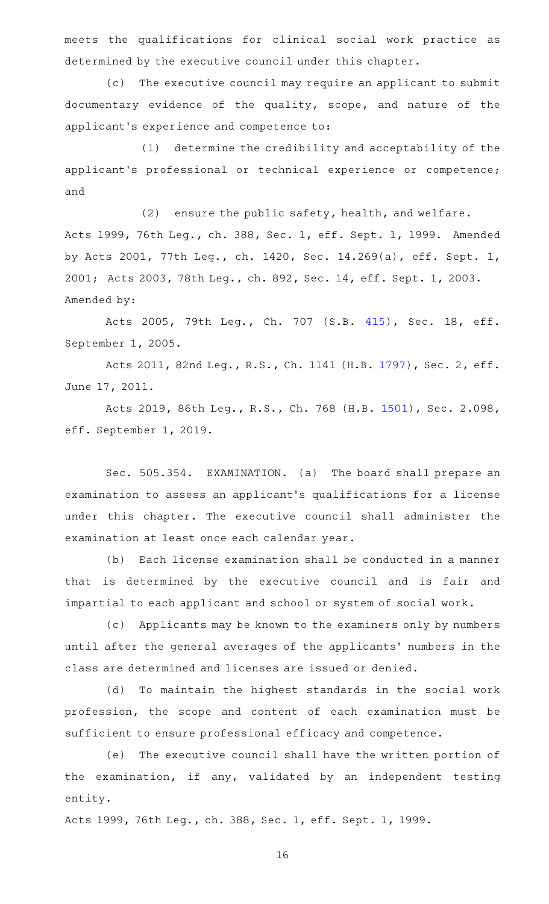meets the qualifications for clinical social work practice as determined by the executive council under this chapter.

(c) The executive council may require an applicant to submit documentary evidence of the quality, scope, and nature of the applicant's experience and competence to:

(1) determine the credibility and acceptability of the applicant's professional or technical experience or competence; and

(2) ensure the public safety, health, and welfare.

Acts 1999, 76th Leg., ch. 388, Sec. 1, eff. Sept. 1, 1999. Amended by Acts 2001, 77th Leg., ch. 1420, Sec. 14.269(a), eff. Sept. 1, 2001; Acts 2003, 78th Leg., ch. 892, Sec. 14, eff. Sept. 1, 2003.

Amended by:

Acts 2005, 79th Leg., Ch. 707 (S.B. 415), Sec. 18, eff. September 1, 2005.

Acts 2011, 82nd Leg., R.S., Ch. 1141 (H.B. 1797), Sec. 2, eff. June 17, 2011.

Acts 2019, 86th Leg., R.S., Ch. 768 (H.B. 1501), Sec. 2.098, eff. September 1, 2019.

Sec. 505.354. EXAMINATION. (a) The board shall prepare an examination to assess an applicant's qualifications for a license under this chapter. The executive council shall administer the examination at least once each calendar year.

(b) Each license examination shall be conducted in a manner that is determined by the executive council and is fair and impartial to each applicant and school or system of social work.

(c) Applicants may be known to the examiners only by numbers until after the general averages of the applicants' numbers in the class are determined and licenses are issued or denied.

(d) To maintain the highest standards in the social work profession, the scope and content of each examination must be sufficient to ensure professional efficacy and competence.

(e) The executive council shall have the written portion of the examination, if any, validated by an independent testing entity.

Acts 1999, 76th Leg., ch. 388, Sec. 1, eff. Sept. 1, 1999.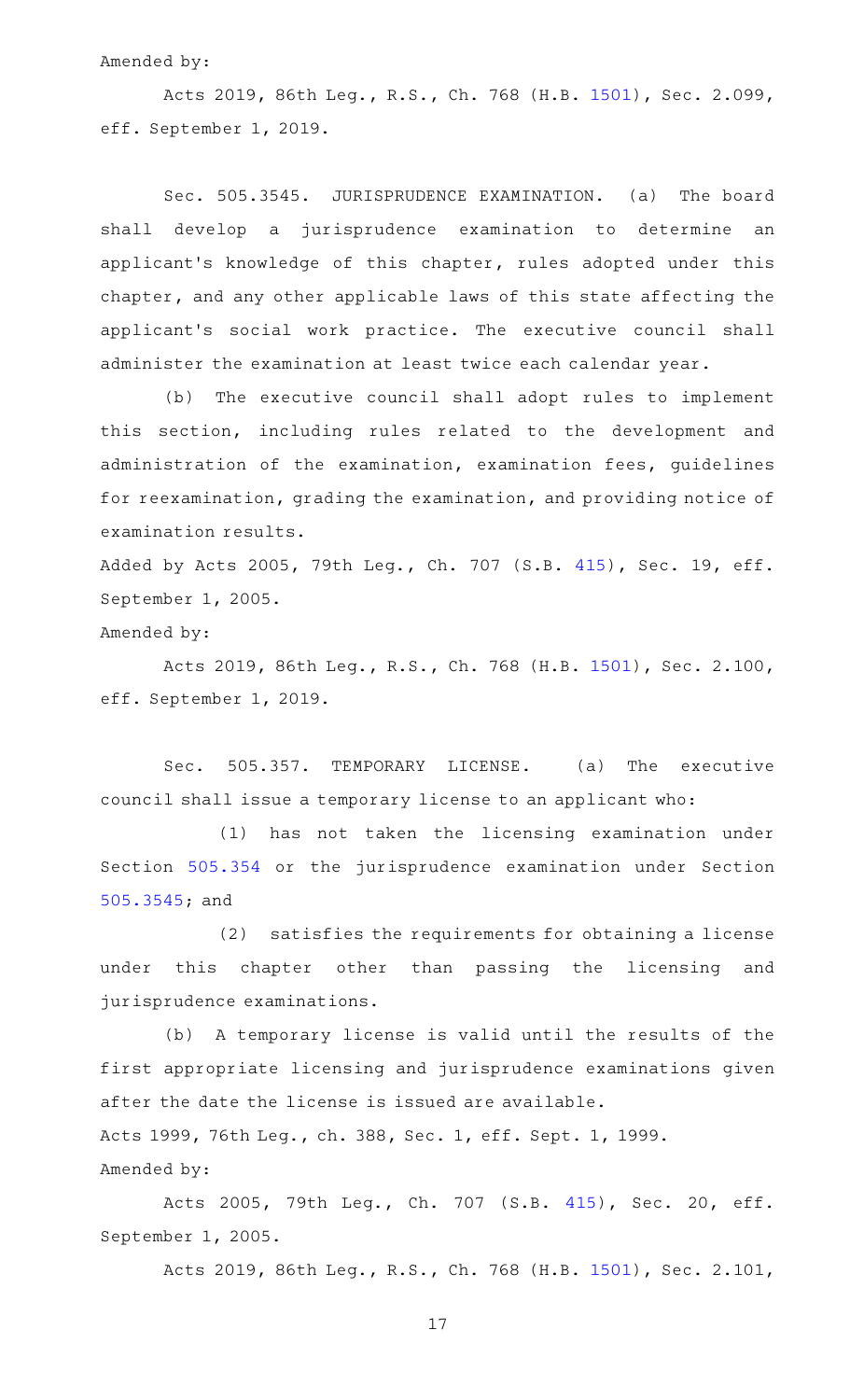Amended by:

Acts 2019, 86th Leg., R.S., Ch. 768 (H.B. 1501), Sec. 2.099, eff. September 1, 2019.

Sec. 505.3545. JURISPRUDENCE EXAMINATION. (a) The board shall develop a jurisprudence examination to determine an applicant's knowledge of this chapter, rules adopted under this chapter, and any other applicable laws of this state affecting the applicant's social work practice. The executive council shall administer the examination at least twice each calendar year.

(b) The executive council shall adopt rules to implement this section, including rules related to the development and administration of the examination, examination fees, guidelines for reexamination, grading the examination, and providing notice of examination results.

Added by Acts 2005, 79th Leg., Ch. 707 (S.B. 415), Sec. 19, eff. September 1, 2005.

Amended by:

Acts 2019, 86th Leg., R.S., Ch. 768 (H.B. 1501), Sec. 2.100, eff. September 1, 2019.

Sec. 505.357. TEMPORARY LICENSE. (a) The executive council shall issue a temporary license to an applicant who:

(1) has not taken the licensing examination under Section 505.354 or the jurisprudence examination under Section 505.3545; and

(2) satisfies the requirements for obtaining a license under this chapter other than passing the licensing and jurisprudence examinations.

(b) A temporary license is valid until the results of the first appropriate licensing and jurisprudence examinations given after the date the license is issued are available.

Acts 1999, 76th Leg., ch. 388, Sec. 1, eff. Sept. 1, 1999.

Amended by:

Acts 2005, 79th Leg., Ch. 707 (S.B. 415), Sec. 20, eff. September 1, 2005.

Acts 2019, 86th Leg., R.S., Ch. 768 (H.B. 1501), Sec. 2.101,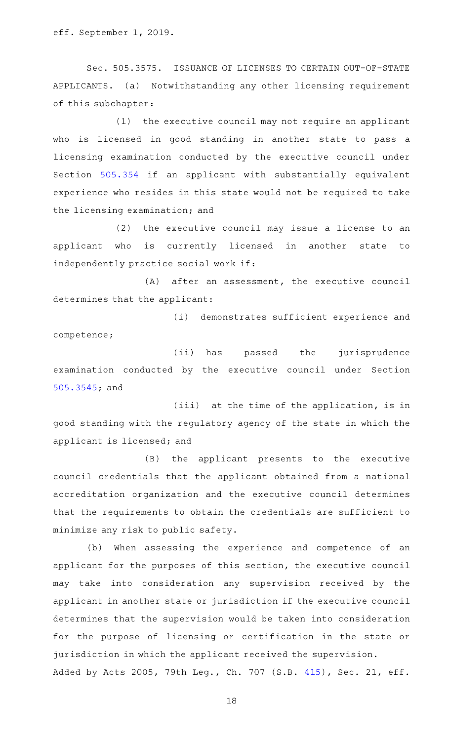eff. September 1, 2019.

Sec. 505.3575. ISSUANCE OF LICENSES TO CERTAIN OUT-OF-STATE APPLICANTS. (a) Notwithstanding any other licensing requirement of this subchapter:

(1) the executive council may not require an applicant who is licensed in good standing in another state to pass a licensing examination conducted by the executive council under Section 505.354 if an applicant with substantially equivalent experience who resides in this state would not be required to take the licensing examination; and

(2) the executive council may issue a license to an applicant who is currently licensed in another state to independently practice social work if:

(A) after an assessment, the executive council determines that the applicant:

(i) demonstrates sufficient experience and competence;

(ii) has passed the jurisprudence examination conducted by the executive council under Section 505.3545; and

(iii) at the time of the application, is in good standing with the regulatory agency of the state in which the applicant is licensed; and

(B) the applicant presents to the executive council credentials that the applicant obtained from a national accreditation organization and the executive council determines that the requirements to obtain the credentials are sufficient to minimize any risk to public safety.

(b) When assessing the experience and competence of an applicant for the purposes of this section, the executive council may take into consideration any supervision received by the applicant in another state or jurisdiction if the executive council determines that the supervision would be taken into consideration for the purpose of licensing or certification in the state or jurisdiction in which the applicant received the supervision.

Added by Acts 2005, 79th Leg., Ch. 707 (S.B. 415), Sec. 21, eff.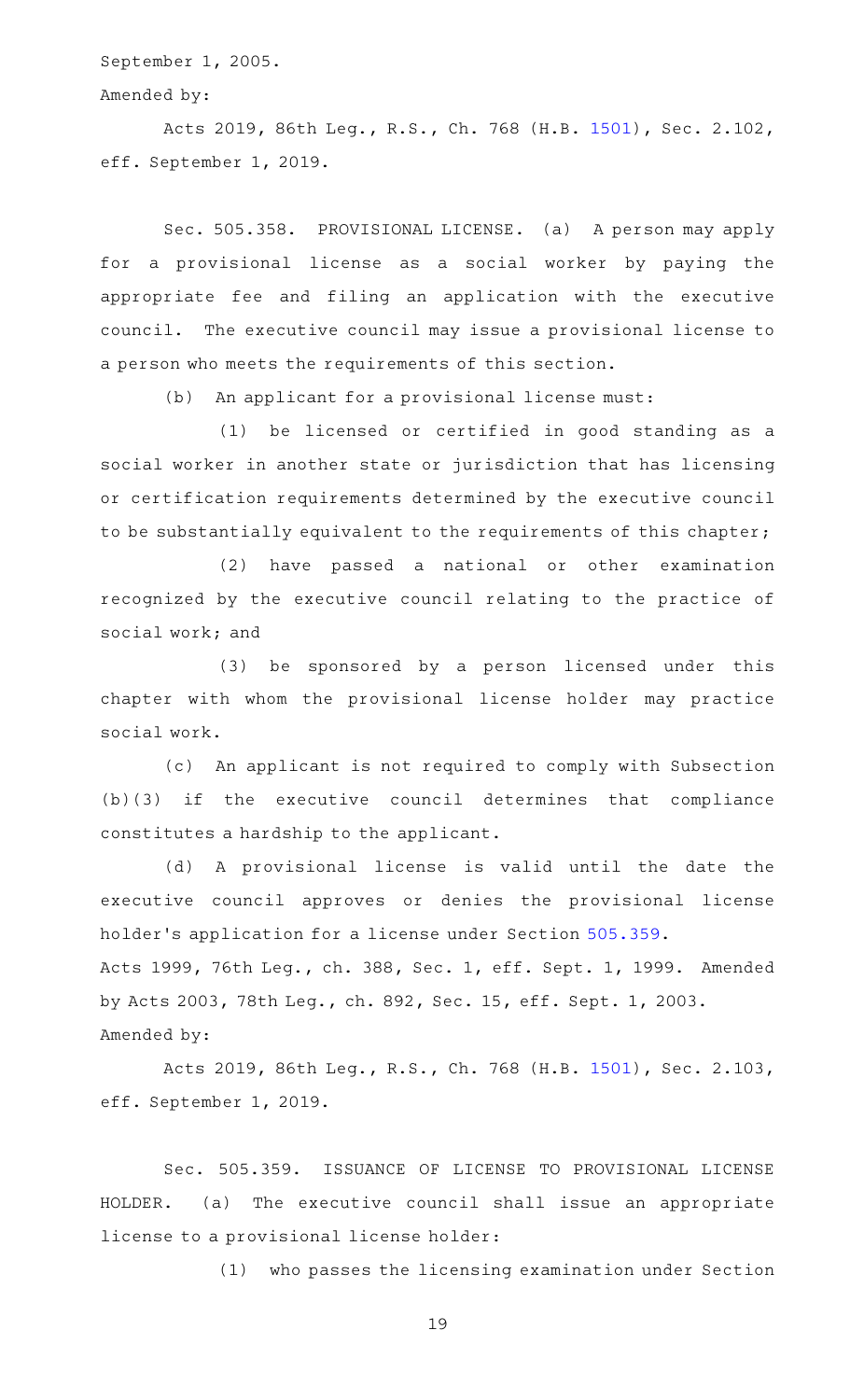September 1, 2005.

Amended by:

Acts 2019, 86th Leg., R.S., Ch. 768 (H.B. 1501), Sec. 2.102, eff. September 1, 2019.

Sec. 505.358. PROVISIONAL LICENSE. (a) A person may apply for a provisional license as a social worker by paying the appropriate fee and filing an application with the executive council. The executive council may issue a provisional license to a person who meets the requirements of this section.

(b) An applicant for a provisional license must:

(1) be licensed or certified in good standing as a social worker in another state or jurisdiction that has licensing or certification requirements determined by the executive council to be substantially equivalent to the requirements of this chapter;

(2) have passed a national or other examination recognized by the executive council relating to the practice of social work; and

(3) be sponsored by a person licensed under this chapter with whom the provisional license holder may practice social work.

(c) An applicant is not required to comply with Subsection (b)(3) if the executive council determines that compliance constitutes a hardship to the applicant.

(d) A provisional license is valid until the date the executive council approves or denies the provisional license holder's application for a license under Section 505.359.

Acts 1999, 76th Leg., ch. 388, Sec. 1, eff. Sept. 1, 1999. Amended by Acts 2003, 78th Leg., ch. 892, Sec. 15, eff. Sept. 1, 2003.

Amended by:

Acts 2019, 86th Leg., R.S., Ch. 768 (H.B. 1501), Sec. 2.103, eff. September 1, 2019.

Sec. 505.359. ISSUANCE OF LICENSE TO PROVISIONAL LICENSE HOLDER. (a) The executive council shall issue an appropriate license to a provisional license holder:

(1) who passes the licensing examination under Section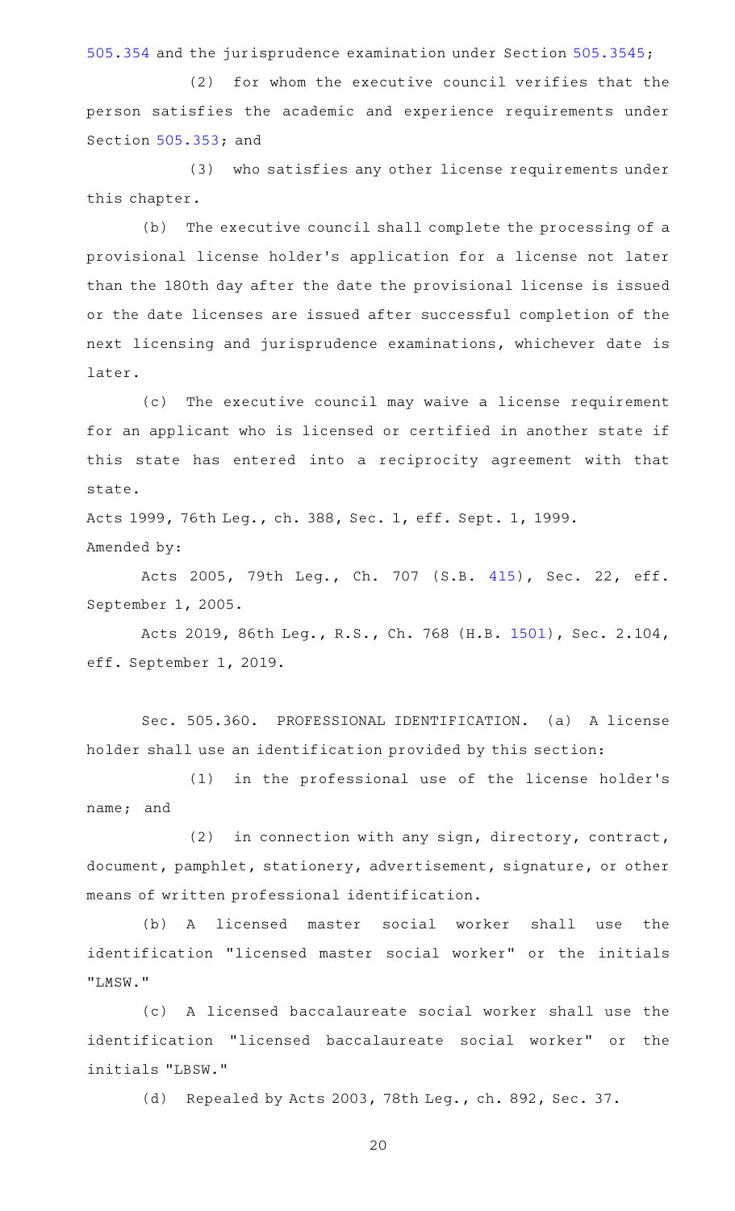505.354 and the jurisprudence examination under Section 505.3545;

(2) for whom the executive council verifies that the person satisfies the academic and experience requirements under Section 505.353; and

(3) who satisfies any other license requirements under this chapter.

(b) The executive council shall complete the processing of a provisional license holder's application for a license not later than the 180th day after the date the provisional license is issued or the date licenses are issued after successful completion of the next licensing and jurisprudence examinations, whichever date is later.

(c) The executive council may waive a license requirement for an applicant who is licensed or certified in another state if this state has entered into a reciprocity agreement with that state.

Acts 1999, 76th Leg., ch. 388, Sec. 1, eff. Sept. 1, 1999.
Amended by:

Acts 2005, 79th Leg., Ch. 707 (S.B. 415), Sec. 22, eff. September 1, 2005.

Acts 2019, 86th Leg., R.S., Ch. 768 (H.B. 1501), Sec. 2.104, eff. September 1, 2019.

Sec. 505.360. PROFESSIONAL IDENTIFICATION. (a) A license holder shall use an identification provided by this section:

(1) in the professional use of the license holder's name; and

(2) in connection with any sign, directory, contract, document, pamphlet, stationery, advertisement, signature, or other means of written professional identification.

(b) A licensed master social worker shall use the identification "licensed master social worker" or the initials "LMSW."

(c) A licensed baccalaureate social worker shall use the identification "licensed baccalaureate social worker" or the initials "LBSW."

(d) Repealed by Acts 2003, 78th Leg., ch. 892, Sec. 37.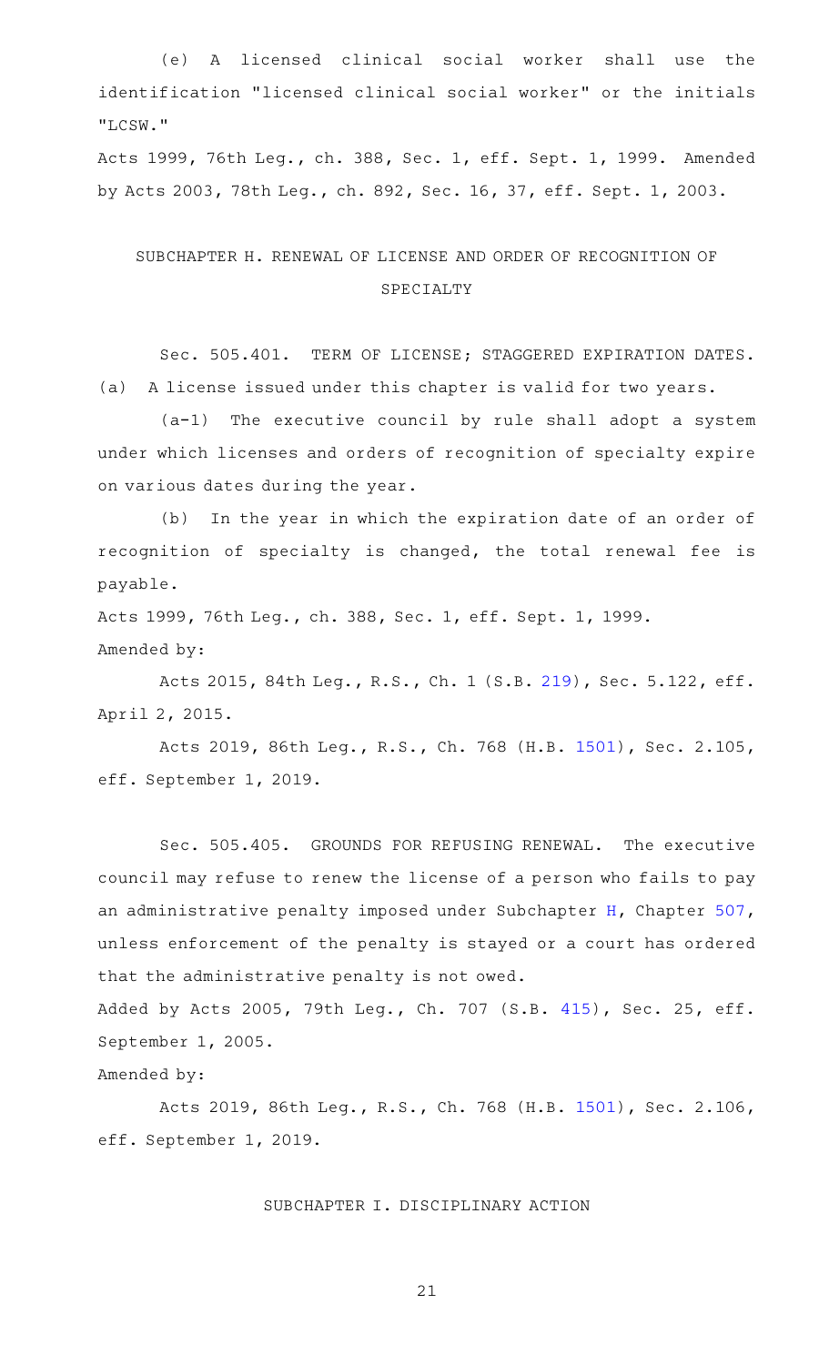(e) A licensed clinical social worker shall use the identification "licensed clinical social worker" or the initials "LCSW."

Acts 1999, 76th Leg., ch. 388, Sec. 1, eff. Sept. 1, 1999. Amended by Acts 2003, 78th Leg., ch. 892, Sec. 16, 37, eff. Sept. 1, 2003.

## SUBCHAPTER H. RENEWAL OF LICENSE AND ORDER OF RECOGNITION OF SPECIALTY

Sec. 505.401. TERM OF LICENSE; STAGGERED EXPIRATION DATES. (a) A license issued under this chapter is valid for two years.

(a-1) The executive council by rule shall adopt a system under which licenses and orders of recognition of specialty expire on various dates during the year.

(b) In the year in which the expiration date of an order of recognition of specialty is changed, the total renewal fee is payable.

Acts 1999, 76th Leg., ch. 388, Sec. 1, eff. Sept. 1, 1999.

Amended by:

Acts 2015, 84th Leg., R.S., Ch. 1 (S.B. 219), Sec. 5.122, eff. April 2, 2015.

Acts 2019, 86th Leg., R.S., Ch. 768 (H.B. 1501), Sec. 2.105, eff. September 1, 2019.

Sec. 505.405. GROUNDS FOR REFUSING RENEWAL. The executive council may refuse to renew the license of a person who fails to pay an administrative penalty imposed under Subchapter H, Chapter 507, unless enforcement of the penalty is stayed or a court has ordered that the administrative penalty is not owed.

Added by Acts 2005, 79th Leg., Ch. 707 (S.B. 415), Sec. 25, eff. September 1, 2005.

Amended by:

Acts 2019, 86th Leg., R.S., Ch. 768 (H.B. 1501), Sec. 2.106, eff. September 1, 2019.

## SUBCHAPTER I. DISCIPLINARY ACTION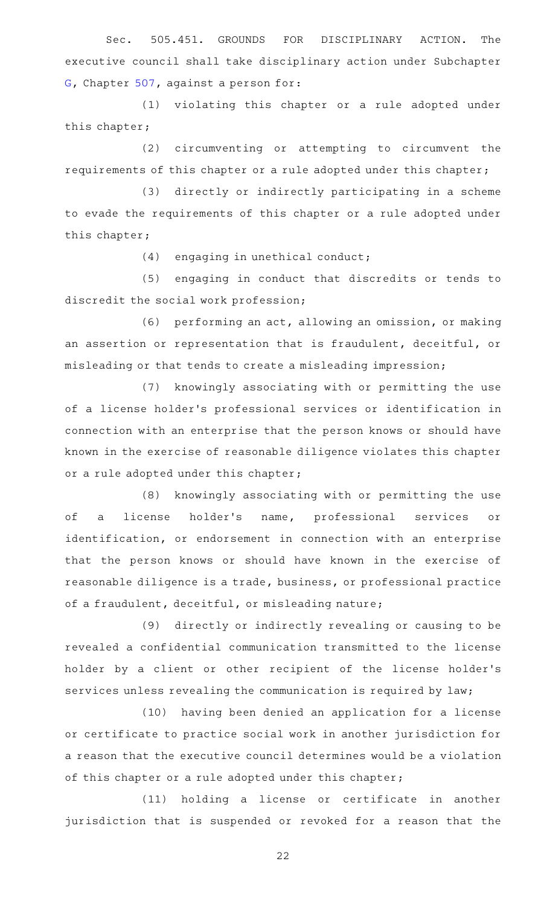Sec. 505.451. GROUNDS FOR DISCIPLINARY ACTION. The executive council shall take disciplinary action under Subchapter G, Chapter 507, against a person for:

(1) violating this chapter or a rule adopted under this chapter;

(2) circumventing or attempting to circumvent the requirements of this chapter or a rule adopted under this chapter;

(3) directly or indirectly participating in a scheme to evade the requirements of this chapter or a rule adopted under this chapter;

(4) engaging in unethical conduct;

(5) engaging in conduct that discredits or tends to discredit the social work profession;

(6) performing an act, allowing an omission, or making an assertion or representation that is fraudulent, deceitful, or misleading or that tends to create a misleading impression;

(7) knowingly associating with or permitting the use of a license holder's professional services or identification in connection with an enterprise that the person knows or should have known in the exercise of reasonable diligence violates this chapter or a rule adopted under this chapter;

(8) knowingly associating with or permitting the use of a license holder's name, professional services or identification, or endorsement in connection with an enterprise that the person knows or should have known in the exercise of reasonable diligence is a trade, business, or professional practice of a fraudulent, deceitful, or misleading nature;

(9) directly or indirectly revealing or causing to be revealed a confidential communication transmitted to the license holder by a client or other recipient of the license holder's services unless revealing the communication is required by law;

(10) having been denied an application for a license or certificate to practice social work in another jurisdiction for a reason that the executive council determines would be a violation of this chapter or a rule adopted under this chapter;

(11) holding a license or certificate in another jurisdiction that is suspended or revoked for a reason that the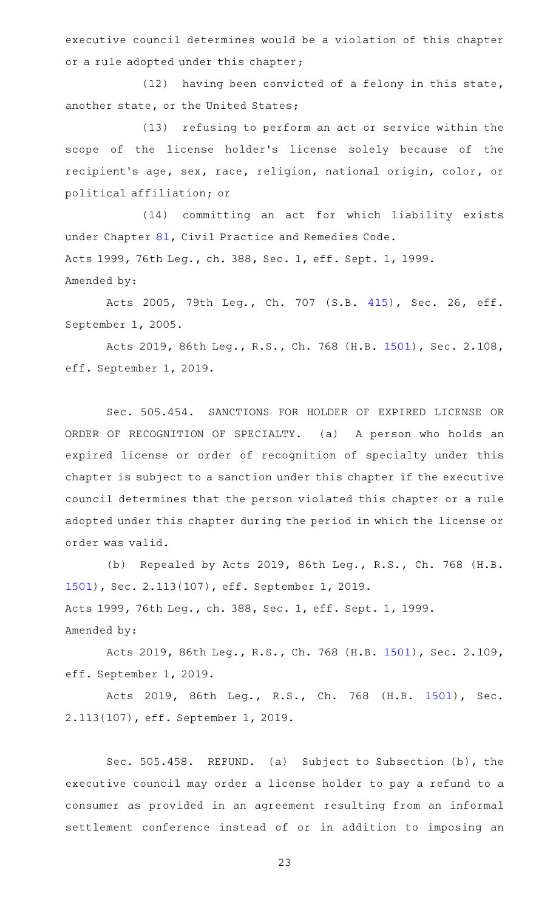executive council determines would be a violation of this chapter or a rule adopted under this chapter;

(12) having been convicted of a felony in this state, another state, or the United States;

(13) refusing to perform an act or service within the scope of the license holder's license solely because of the recipient's age, sex, race, religion, national origin, color, or political affiliation; or

(14) committing an act for which liability exists under Chapter 81, Civil Practice and Remedies Code.

Acts 1999, 76th Leg., ch. 388, Sec. 1, eff. Sept. 1, 1999.

Amended by:

Acts 2005, 79th Leg., Ch. 707 (S.B. 415), Sec. 26, eff. September 1, 2005.

Acts 2019, 86th Leg., R.S., Ch. 768 (H.B. 1501), Sec. 2.108, eff. September 1, 2019.

Sec. 505.454. SANCTIONS FOR HOLDER OF EXPIRED LICENSE OR ORDER OF RECOGNITION OF SPECIALTY. (a) A person who holds an expired license or order of recognition of specialty under this chapter is subject to a sanction under this chapter if the executive council determines that the person violated this chapter or a rule adopted under this chapter during the period in which the license or order was valid.

(b) Repealed by Acts 2019, 86th Leg., R.S., Ch. 768 (H.B. 1501), Sec. 2.113(107), eff. September 1, 2019.

Acts 1999, 76th Leg., ch. 388, Sec. 1, eff. Sept. 1, 1999.

Amended by:

Acts 2019, 86th Leg., R.S., Ch. 768 (H.B. 1501), Sec. 2.109, eff. September 1, 2019.

Acts 2019, 86th Leg., R.S., Ch. 768 (H.B. 1501), Sec. 2.113(107), eff. September 1, 2019.

Sec. 505.458. REFUND. (a) Subject to Subsection (b), the executive council may order a license holder to pay a refund to a consumer as provided in an agreement resulting from an informal settlement conference instead of or in addition to imposing an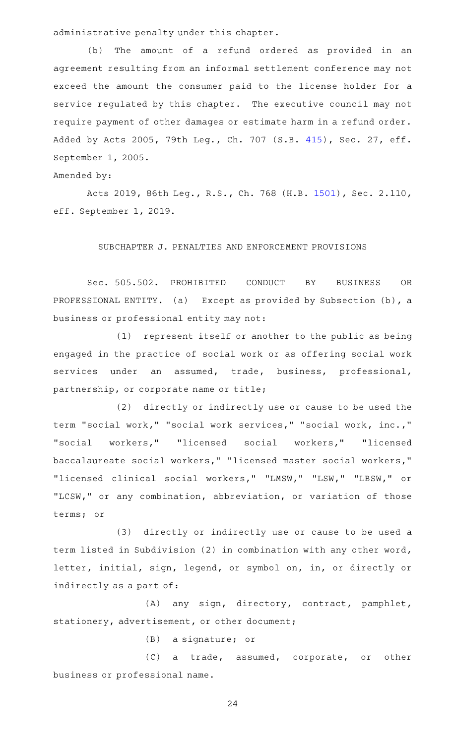administrative penalty under this chapter.

(b) The amount of a refund ordered as provided in an agreement resulting from an informal settlement conference may not exceed the amount the consumer paid to the license holder for a service regulated by this chapter. The executive council may not require payment of other damages or estimate harm in a refund order.

Added by Acts 2005, 79th Leg., Ch. 707 (S.B. 415), Sec. 27, eff. September 1, 2005.

Amended by:

Acts 2019, 86th Leg., R.S., Ch. 768 (H.B. 1501), Sec. 2.110, eff. September 1, 2019.

## SUBCHAPTER J. PENALTIES AND ENFORCEMENT PROVISIONS

Sec. 505.502. PROHIBITED CONDUCT BY BUSINESS OR PROFESSIONAL ENTITY. (a) Except as provided by Subsection (b), a business or professional entity may not:

(1) represent itself or another to the public as being engaged in the practice of social work or as offering social work services under an assumed, trade, business, professional, partnership, or corporate name or title;

(2) directly or indirectly use or cause to be used the term "social work," "social work services," "social work, inc.," "social workers," "licensed social workers," "licensed baccalaureate social workers," "licensed master social workers," "licensed clinical social workers," "LMSW," "LSW," "LBSW," or "LCSW," or any combination, abbreviation, or variation of those terms; or

(3) directly or indirectly use or cause to be used a term listed in Subdivision (2) in combination with any other word, letter, initial, sign, legend, or symbol on, in, or directly or indirectly as a part of:

(A) any sign, directory, contract, pamphlet, stationery, advertisement, or other document;

(B) a signature; or

(C) a trade, assumed, corporate, or other business or professional name.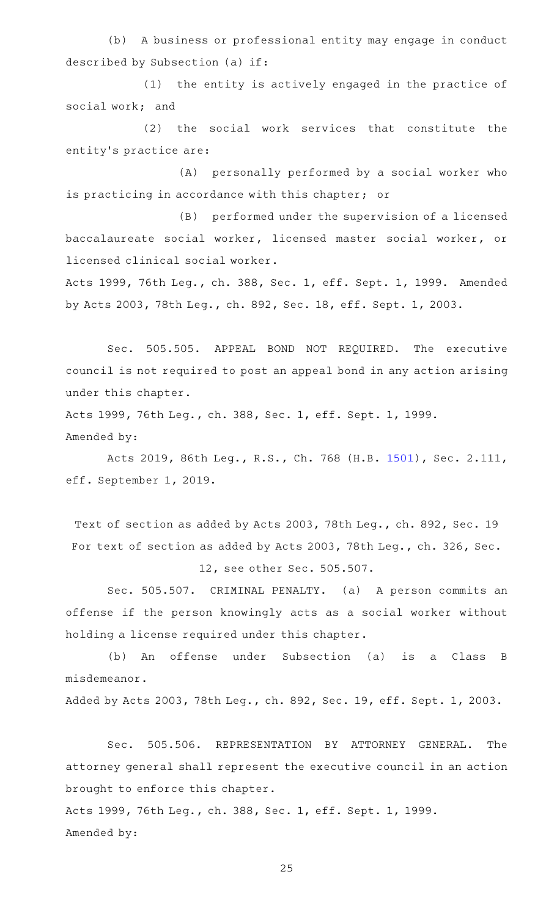(b) A business or professional entity may engage in conduct described by Subsection (a) if:

(1) the entity is actively engaged in the practice of social work; and

(2) the social work services that constitute the entity's practice are:

(A) personally performed by a social worker who is practicing in accordance with this chapter; or

(B) performed under the supervision of a licensed baccalaureate social worker, licensed master social worker, or licensed clinical social worker.

Acts 1999, 76th Leg., ch. 388, Sec. 1, eff. Sept. 1, 1999. Amended by Acts 2003, 78th Leg., ch. 892, Sec. 18, eff. Sept. 1, 2003.

Sec. 505.505. APPEAL BOND NOT REQUIRED. The executive council is not required to post an appeal bond in any action arising under this chapter.

Acts 1999, 76th Leg., ch. 388, Sec. 1, eff. Sept. 1, 1999.
Amended by:

Acts 2019, 86th Leg., R.S., Ch. 768 (H.B. 1501), Sec. 2.111, eff. September 1, 2019.

Text of section as added by Acts 2003, 78th Leg., ch. 892, Sec. 19
For text of section as added by Acts 2003, 78th Leg., ch. 326, Sec. 12, see other Sec. 505.507.

Sec. 505.507. CRIMINAL PENALTY. (a) A person commits an offense if the person knowingly acts as a social worker without holding a license required under this chapter.

(b) An offense under Subsection (a) is a Class B misdemeanor.

Added by Acts 2003, 78th Leg., ch. 892, Sec. 19, eff. Sept. 1, 2003.

Sec. 505.506. REPRESENTATION BY ATTORNEY GENERAL. The attorney general shall represent the executive council in an action brought to enforce this chapter.

Acts 1999, 76th Leg., ch. 388, Sec. 1, eff. Sept. 1, 1999.
Amended by: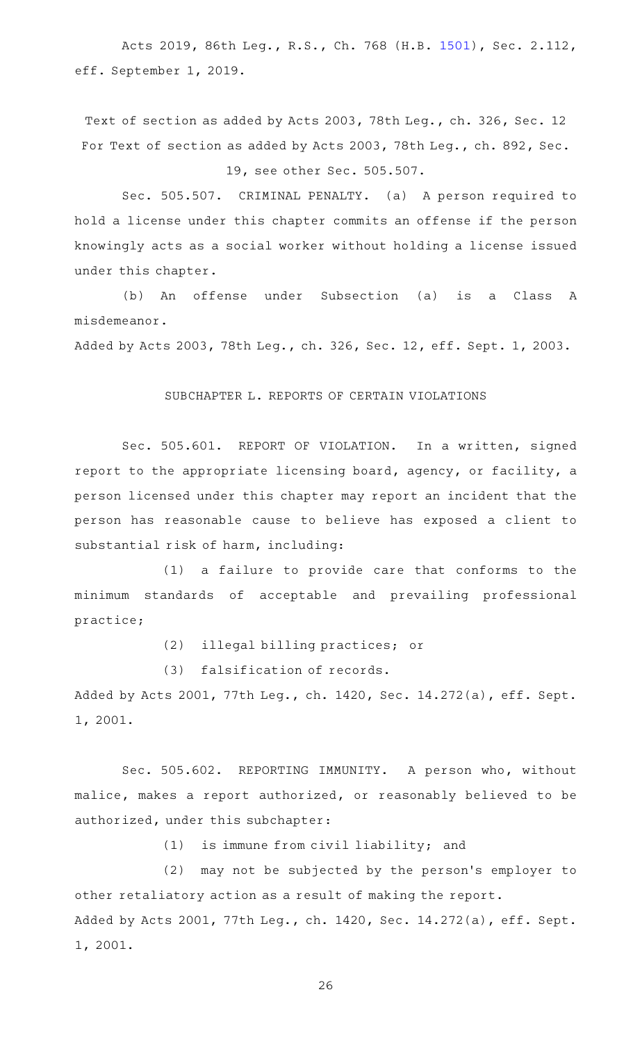Acts 2019, 86th Leg., R.S., Ch. 768 (H.B. 1501), Sec. 2.112, eff. September 1, 2019.

Text of section as added by Acts 2003, 78th Leg., ch. 326, Sec. 12

For Text of section as added by Acts 2003, 78th Leg., ch. 892, Sec. 19, see other Sec. 505.507.

Sec. 505.507. CRIMINAL PENALTY. (a) A person required to hold a license under this chapter commits an offense if the person knowingly acts as a social worker without holding a license issued under this chapter.

(b) An offense under Subsection (a) is a Class A misdemeanor.

Added by Acts 2003, 78th Leg., ch. 326, Sec. 12, eff. Sept. 1, 2003.

SUBCHAPTER L. REPORTS OF CERTAIN VIOLATIONS

Sec. 505.601. REPORT OF VIOLATION. In a written, signed report to the appropriate licensing board, agency, or facility, a person licensed under this chapter may report an incident that the person has reasonable cause to believe has exposed a client to substantial risk of harm, including:

(1) a failure to provide care that conforms to the minimum standards of acceptable and prevailing professional practice;

(2) illegal billing practices; or

(3) falsification of records.

Added by Acts 2001, 77th Leg., ch. 1420, Sec. 14.272(a), eff. Sept. 1, 2001.

Sec. 505.602. REPORTING IMMUNITY. A person who, without malice, makes a report authorized, or reasonably believed to be authorized, under this subchapter:

(1) is immune from civil liability; and

(2) may not be subjected by the person's employer to other retaliatory action as a result of making the report.

Added by Acts 2001, 77th Leg., ch. 1420, Sec. 14.272(a), eff. Sept. 1, 2001.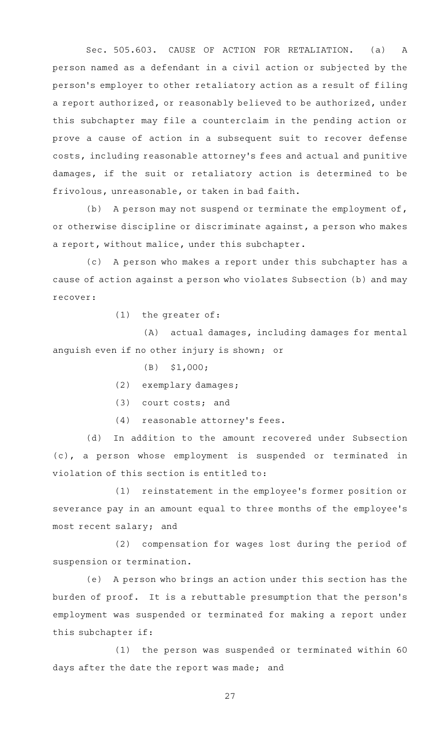Sec. 505.603. CAUSE OF ACTION FOR RETALIATION. (a) A person named as a defendant in a civil action or subjected by the person's employer to other retaliatory action as a result of filing a report authorized, or reasonably believed to be authorized, under this subchapter may file a counterclaim in the pending action or prove a cause of action in a subsequent suit to recover defense costs, including reasonable attorney's fees and actual and punitive damages, if the suit or retaliatory action is determined to be frivolous, unreasonable, or taken in bad faith.

(b) A person may not suspend or terminate the employment of, or otherwise discipline or discriminate against, a person who makes a report, without malice, under this subchapter.

(c) A person who makes a report under this subchapter has a cause of action against a person who violates Subsection (b) and may recover:

(1) the greater of:

(A) actual damages, including damages for mental anguish even if no other injury is shown; or

(B) $1,000;

(2) exemplary damages;

(3) court costs; and

(4) reasonable attorney's fees.

(d) In addition to the amount recovered under Subsection (c), a person whose employment is suspended or terminated in violation of this section is entitled to:

(1) reinstatement in the employee's former position or severance pay in an amount equal to three months of the employee's most recent salary; and

(2) compensation for wages lost during the period of suspension or termination.

(e) A person who brings an action under this section has the burden of proof. It is a rebuttable presumption that the person's employment was suspended or terminated for making a report under this subchapter if:

(1) the person was suspended or terminated within 60 days after the date the report was made; and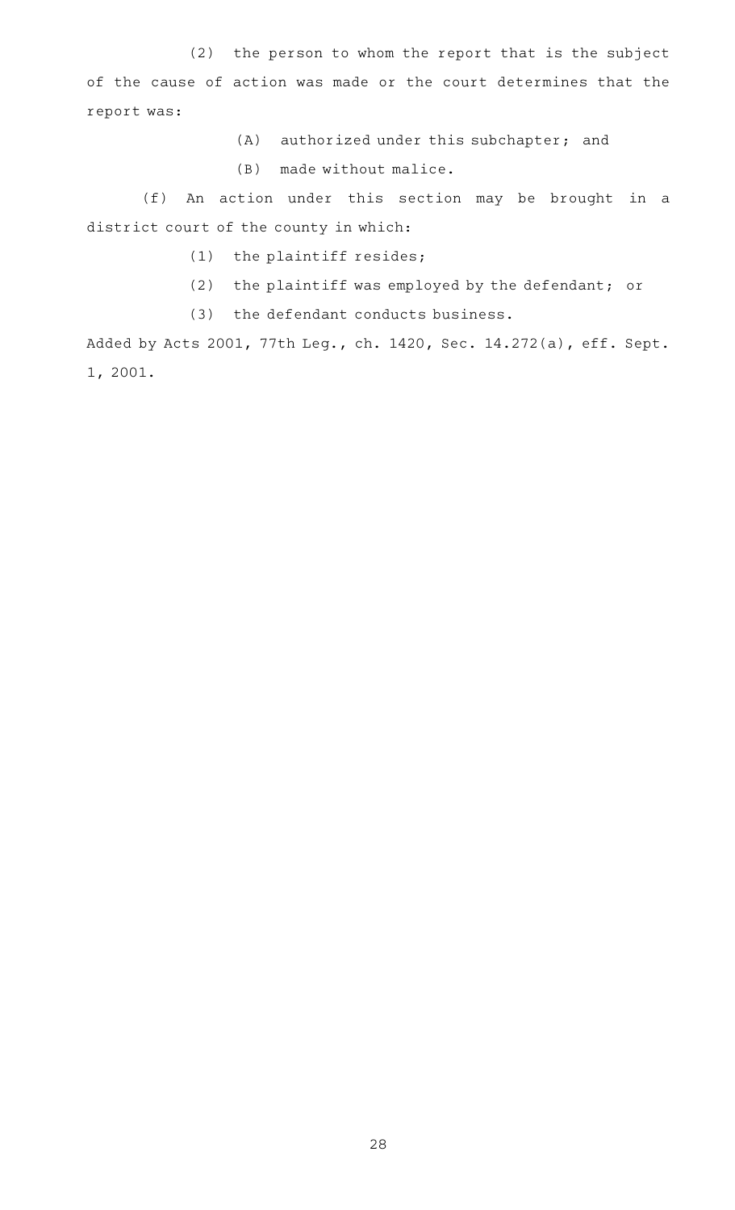(2) the person to whom the report that is the subject of the cause of action was made or the court determines that the report was:

(A) authorized under this subchapter; and

(B) made without malice.

(f) An action under this section may be brought in a district court of the county in which:

(1) the plaintiff resides;

(2) the plaintiff was employed by the defendant; or

(3) the defendant conducts business.

Added by Acts 2001, 77th Leg., ch. 1420, Sec. 14.272(a), eff. Sept. 1, 2001.